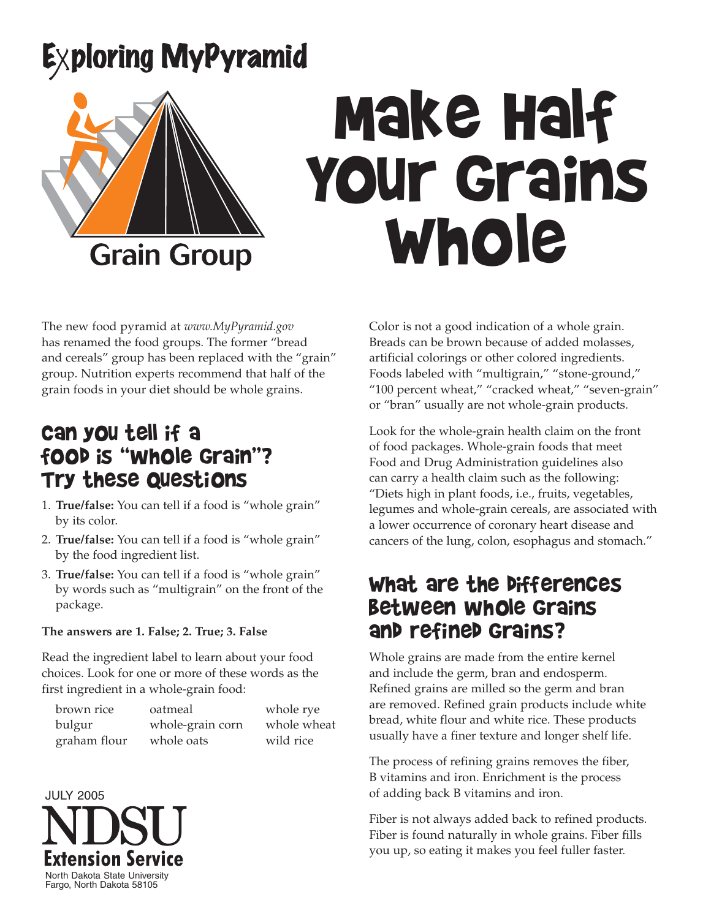# Exploring MyPyramid

Grain Group

# Make Half Your Grains Whole

The new food pyramid at *www.MyPyramid.gov* has renamed the food groups. The former "bread and cereals" group has been replaced with the "grain" group. Nutrition experts recommend that half of the grain foods in your diet should be whole grains.

## Can You Tell if a Food is "Whole Grain"? Try These Questions

1. **True/false:** You can tell if a food is "whole grain" by its color.
2. **True/false:** You can tell if a food is "whole grain" by the food ingredient list.
3. **True/false:** You can tell if a food is "whole grain" by words such as "multigrain" on the front of the package.

**The answers are 1. False; 2. True; 3. False**

Read the ingredient label to learn about your food choices. Look for one or more of these words as the first ingredient in a whole-grain food:

| | | |
|---|---|---|
| brown rice | oatmeal | whole rye |
| bulgur | whole-grain corn | whole wheat |
| graham flour | whole oats | wild rice |

Color is not a good indication of a whole grain. Breads can be brown because of added molasses, artificial colorings or other colored ingredients. Foods labeled with "multigrain," "stone-ground," "100 percent wheat," "cracked wheat," "seven-grain" or "bran" usually are not whole-grain products.

Look for the whole-grain health claim on the front of food packages. Whole-grain foods that meet Food and Drug Administration guidelines also can carry a health claim such as the following: "Diets high in plant foods, i.e., fruits, vegetables, legumes and whole-grain cereals, are associated with a lower occurrence of coronary heart disease and cancers of the lung, colon, esophagus and stomach."

## What are the Differences Between Whole Grains and Refined Grains?

Whole grains are made from the entire kernel and include the germ, bran and endosperm. Refined grains are milled so the germ and bran are removed. Refined grain products include white bread, white flour and white rice. These products usually have a finer texture and longer shelf life.

The process of refining grains removes the fiber, B vitamins and iron. Enrichment is the process of adding back B vitamins and iron.

Fiber is not always added back to refined products. Fiber is found naturally in whole grains. Fiber fills you up, so eating it makes you feel fuller faster.

JULY 2005

NDSU Extension Service
North Dakota State University
Fargo, North Dakota 58105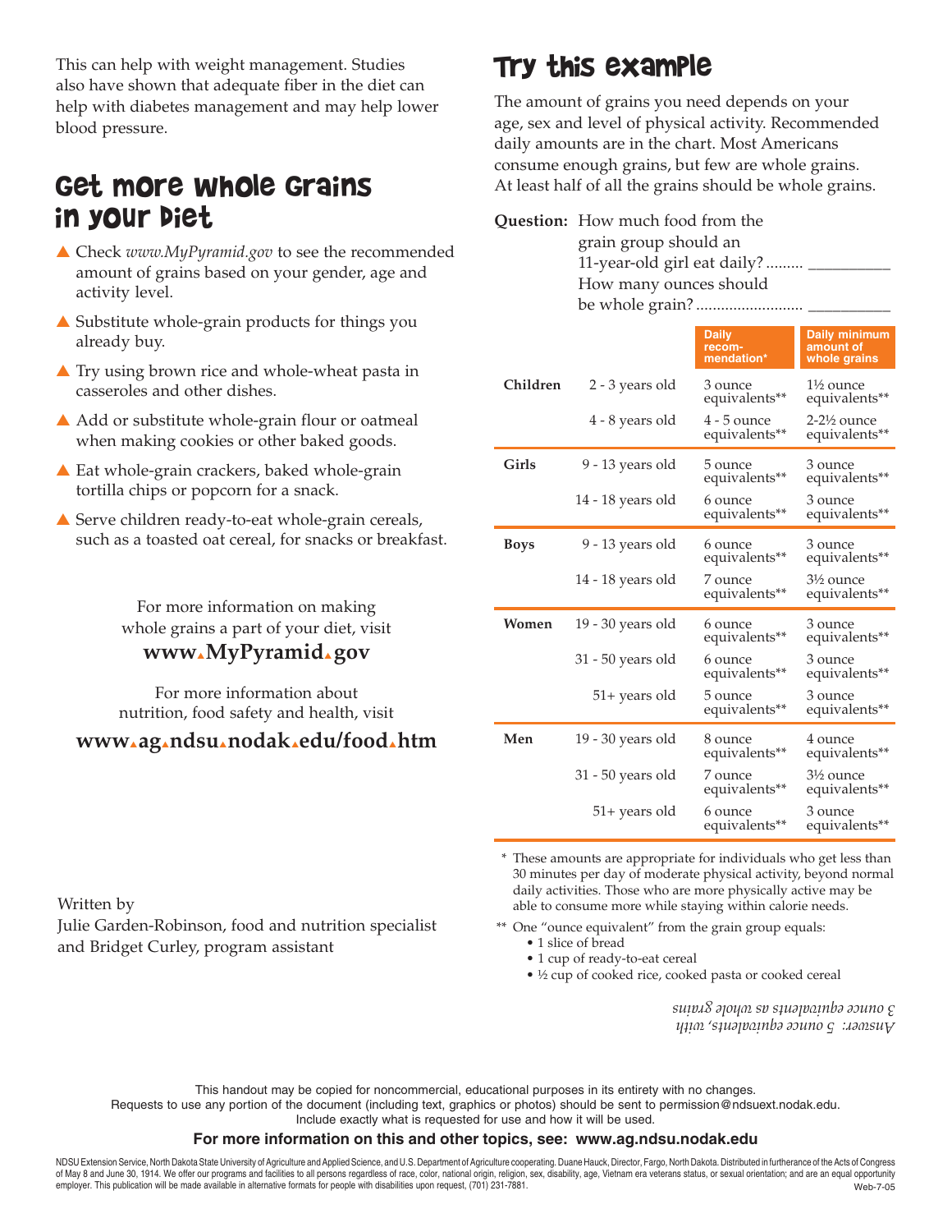This can help with weight management. Studies also have shown that adequate fiber in the diet can help with diabetes management and may help lower blood pressure.

## Get More Whole Grains in Your Diet

- Check *www.MyPyramid.gov* to see the recommended amount of grains based on your gender, age and activity level.
- Substitute whole-grain products for things you already buy.
- Try using brown rice and whole-wheat pasta in casseroles and other dishes.
- Add or substitute whole-grain flour or oatmeal when making cookies or other baked goods.
- Eat whole-grain crackers, baked whole-grain tortilla chips or popcorn for a snack.
- Serve children ready-to-eat whole-grain cereals, such as a toasted oat cereal, for snacks or breakfast.

For more information on making whole grains a part of your diet, visit
**www.MyPyramid.gov**

For more information about nutrition, food safety and health, visit
**www.ag.ndsu.nodak.edu/food.htm**

Written by
Julie Garden-Robinson, food and nutrition specialist and Bridget Curley, program assistant

## Try This Example

The amount of grains you need depends on your age, sex and level of physical activity. Recommended daily amounts are in the chart. Most Americans consume enough grains, but few are whole grains. At least half of all the grains should be whole grains.

**Question:** How much food from the grain group should an 11-year-old girl eat daily? ......... __________
How many ounces should be whole grain? .......................... __________

| | | Daily recom-mendation* | Daily minimum amount of whole grains |
|---|---|---|---|
| **Children** | 2 - 3 years old | 3 ounce equivalents** | 1½ ounce equivalents** |
| | 4 - 8 years old | 4 - 5 ounce equivalents** | 2-2½ ounce equivalents** |
| **Girls** | 9 - 13 years old | 5 ounce equivalents** | 3 ounce equivalents** |
| | 14 - 18 years old | 6 ounce equivalents** | 3 ounce equivalents** |
| **Boys** | 9 - 13 years old | 6 ounce equivalents** | 3 ounce equivalents** |
| | 14 - 18 years old | 7 ounce equivalents** | 3½ ounce equivalents** |
| **Women** | 19 - 30 years old | 6 ounce equivalents** | 3 ounce equivalents** |
| | 31 - 50 years old | 6 ounce equivalents** | 3 ounce equivalents** |
| | 51+ years old | 5 ounce equivalents** | 3 ounce equivalents** |
| **Men** | 19 - 30 years old | 8 ounce equivalents** | 4 ounce equivalents** |
| | 31 - 50 years old | 7 ounce equivalents** | 3½ ounce equivalents** |
| | 51+ years old | 6 ounce equivalents** | 3 ounce equivalents** |

\* These amounts are appropriate for individuals who get less than 30 minutes per day of moderate physical activity, beyond normal daily activities. Those who are more physically active may be able to consume more while staying within calorie needs.

\*\* One "ounce equivalent" from the grain group equals:
- 1 slice of bread
- 1 cup of ready-to-eat cereal
- ½ cup of cooked rice, cooked pasta or cooked cereal

*Answer: 5 ounce equivalents, with 3 ounce equivalents as whole grains*

This handout may be copied for noncommercial, educational purposes in its entirety with no changes.
Requests to use any portion of the document (including text, graphics or photos) should be sent to permission@ndsuext.nodak.edu.
Include exactly what is requested for use and how it will be used.

**For more information on this and other topics, see: www.ag.ndsu.nodak.edu**

NDSU Extension Service, North Dakota State University of Agriculture and Applied Science, and U.S. Department of Agriculture cooperating. Duane Hauck, Director, Fargo, North Dakota. Distributed in furtherance of the Acts of Congress of May 8 and June 30, 1914. We offer our programs and facilities to all persons regardless of race, color, national origin, religion, sex, disability, age, Vietnam era veterans status, or sexual orientation; and are an equal opportunity employer. This publication will be made available in alternative formats for people with disabilities upon request, (701) 231-7881.

Web-7-05